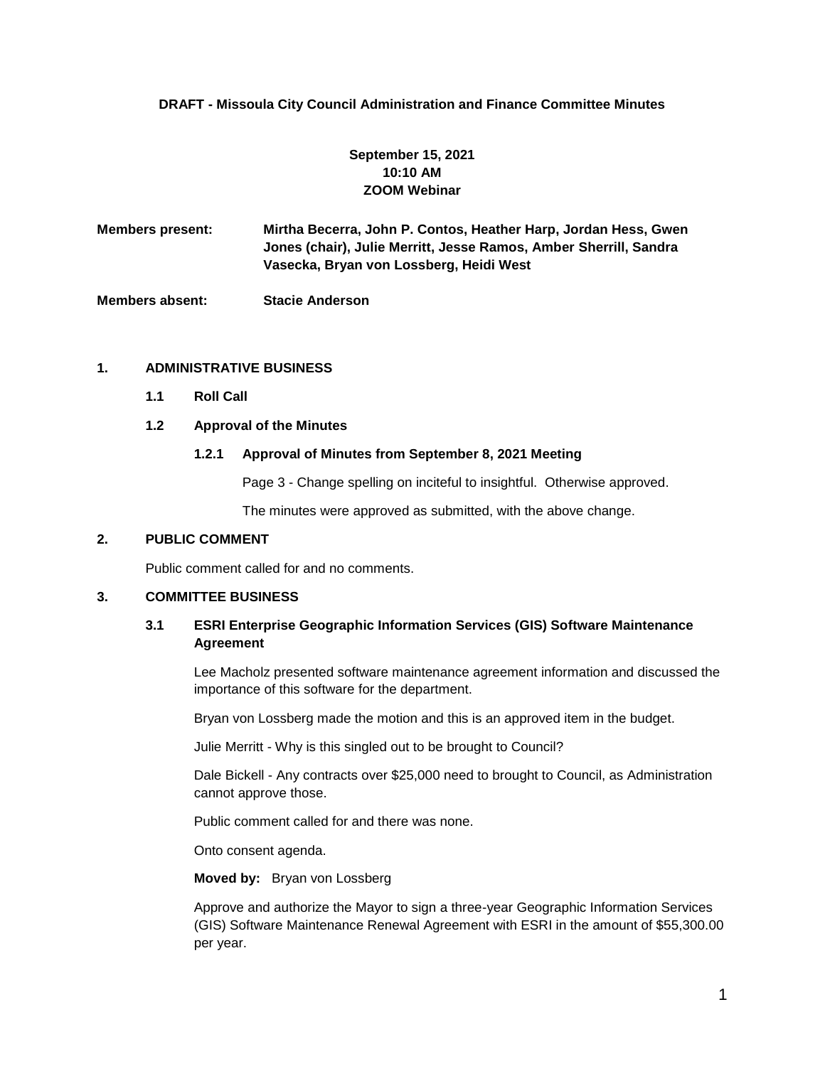**DRAFT - Missoula City Council Administration and Finance Committee Minutes**

**September 15, 2021**
**10:10 AM**
**ZOOM Webinar**

**Members present:** **Mirtha Becerra, John P. Contos, Heather Harp, Jordan Hess, Gwen Jones (chair), Julie Merritt, Jesse Ramos, Amber Sherrill, Sandra Vasecka, Bryan von Lossberg, Heidi West**

**Members absent:** **Stacie Anderson**

## 1. ADMINISTRATIVE BUSINESS

### 1.1 Roll Call

### 1.2 Approval of the Minutes

#### 1.2.1 Approval of Minutes from September 8, 2021 Meeting

Page 3 - Change spelling on inciteful to insightful. Otherwise approved.

The minutes were approved as submitted, with the above change.

## 2. PUBLIC COMMENT

Public comment called for and no comments.

## 3. COMMITTEE BUSINESS

### 3.1 ESRI Enterprise Geographic Information Services (GIS) Software Maintenance Agreement

Lee Macholz presented software maintenance agreement information and discussed the importance of this software for the department.

Bryan von Lossberg made the motion and this is an approved item in the budget.

Julie Merritt - Why is this singled out to be brought to Council?

Dale Bickell - Any contracts over $25,000 need to brought to Council, as Administration cannot approve those.

Public comment called for and there was none.

Onto consent agenda.

**Moved by:** Bryan von Lossberg

Approve and authorize the Mayor to sign a three-year Geographic Information Services (GIS) Software Maintenance Renewal Agreement with ESRI in the amount of $55,300.00 per year.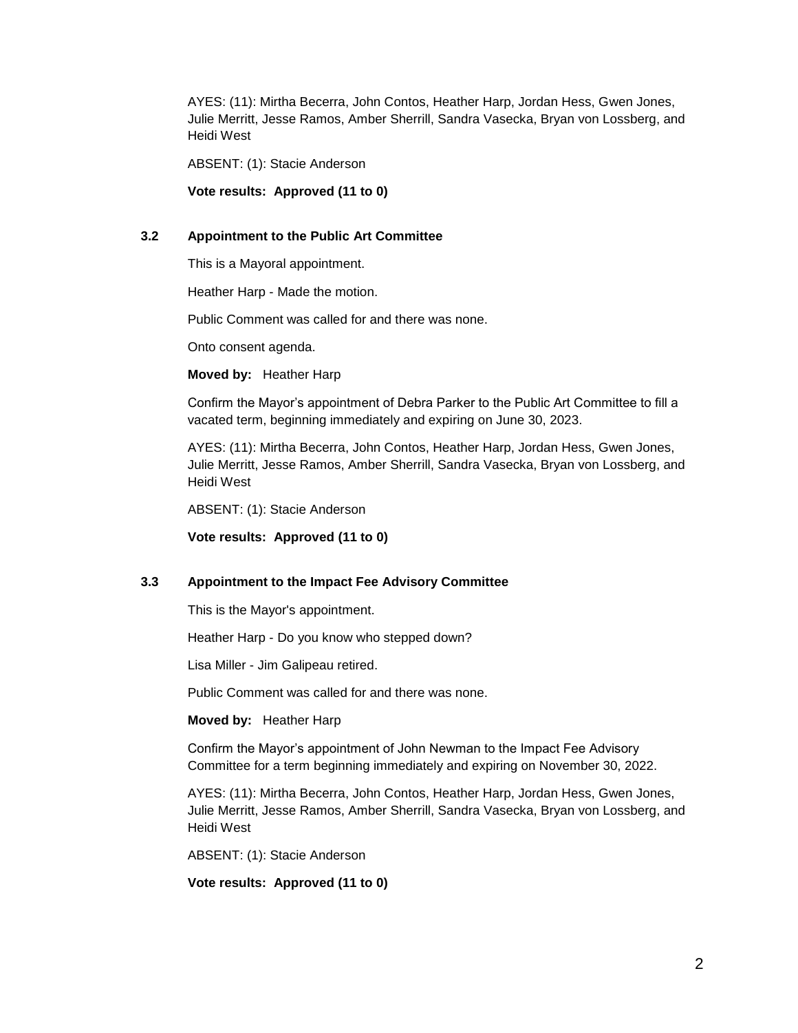AYES: (11): Mirtha Becerra, John Contos, Heather Harp, Jordan Hess, Gwen Jones, Julie Merritt, Jesse Ramos, Amber Sherrill, Sandra Vasecka, Bryan von Lossberg, and Heidi West

ABSENT: (1): Stacie Anderson

**Vote results: Approved (11 to 0)**

### 3.2 Appointment to the Public Art Committee

This is a Mayoral appointment.

Heather Harp - Made the motion.

Public Comment was called for and there was none.

Onto consent agenda.

**Moved by:** Heather Harp

Confirm the Mayor's appointment of Debra Parker to the Public Art Committee to fill a vacated term, beginning immediately and expiring on June 30, 2023.

AYES: (11): Mirtha Becerra, John Contos, Heather Harp, Jordan Hess, Gwen Jones, Julie Merritt, Jesse Ramos, Amber Sherrill, Sandra Vasecka, Bryan von Lossberg, and Heidi West

ABSENT: (1): Stacie Anderson

**Vote results: Approved (11 to 0)**

### 3.3 Appointment to the Impact Fee Advisory Committee

This is the Mayor's appointment.

Heather Harp - Do you know who stepped down?

Lisa Miller - Jim Galipeau retired.

Public Comment was called for and there was none.

**Moved by:** Heather Harp

Confirm the Mayor's appointment of John Newman to the Impact Fee Advisory Committee for a term beginning immediately and expiring on November 30, 2022.

AYES: (11): Mirtha Becerra, John Contos, Heather Harp, Jordan Hess, Gwen Jones, Julie Merritt, Jesse Ramos, Amber Sherrill, Sandra Vasecka, Bryan von Lossberg, and Heidi West

ABSENT: (1): Stacie Anderson

**Vote results: Approved (11 to 0)**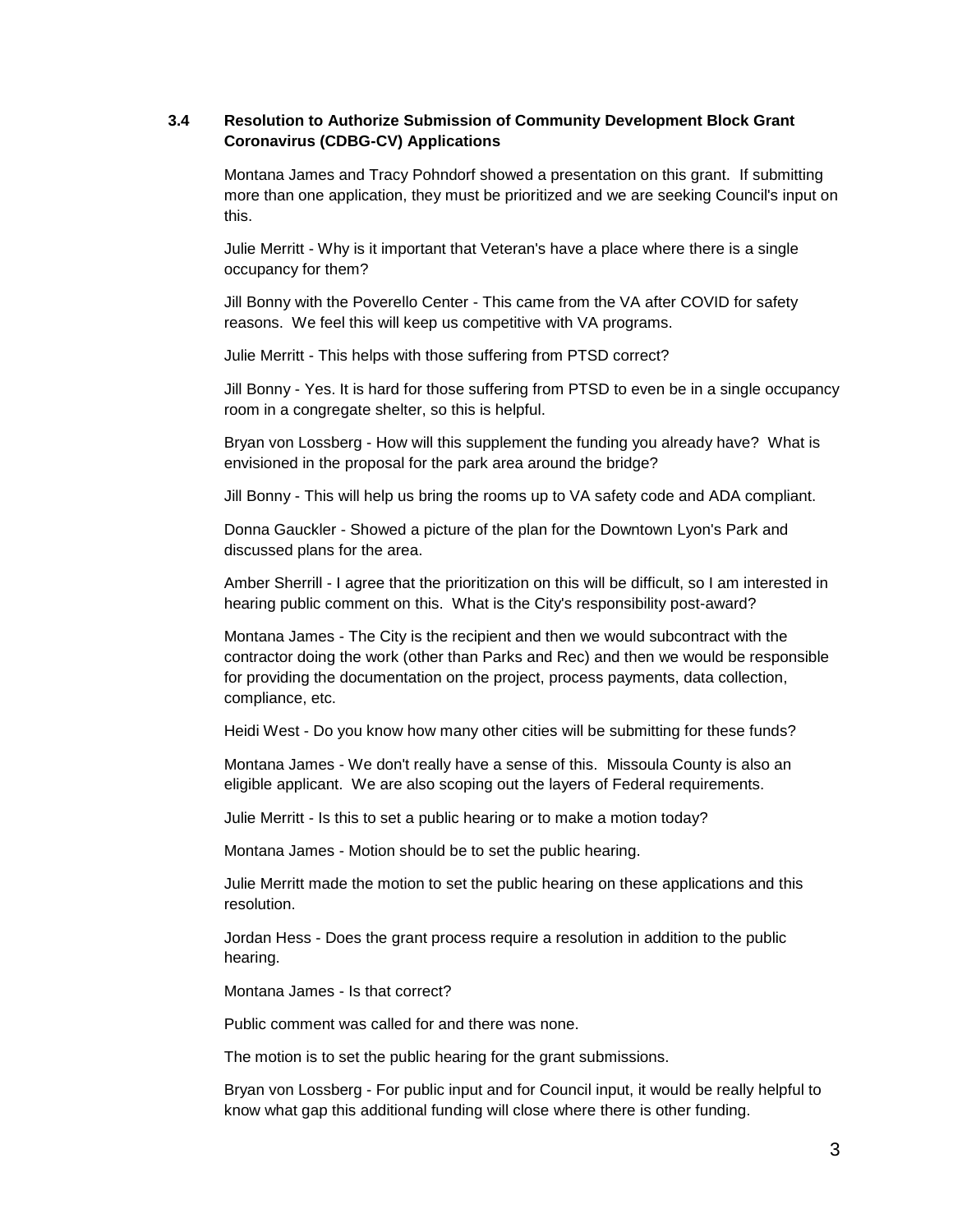### 3.4 Resolution to Authorize Submission of Community Development Block Grant Coronavirus (CDBG-CV) Applications

Montana James and Tracy Pohndorf showed a presentation on this grant. If submitting more than one application, they must be prioritized and we are seeking Council's input on this.

Julie Merritt - Why is it important that Veteran's have a place where there is a single occupancy for them?

Jill Bonny with the Poverello Center - This came from the VA after COVID for safety reasons. We feel this will keep us competitive with VA programs.

Julie Merritt - This helps with those suffering from PTSD correct?

Jill Bonny - Yes. It is hard for those suffering from PTSD to even be in a single occupancy room in a congregate shelter, so this is helpful.

Bryan von Lossberg - How will this supplement the funding you already have? What is envisioned in the proposal for the park area around the bridge?

Jill Bonny - This will help us bring the rooms up to VA safety code and ADA compliant.

Donna Gauckler - Showed a picture of the plan for the Downtown Lyon's Park and discussed plans for the area.

Amber Sherrill - I agree that the prioritization on this will be difficult, so I am interested in hearing public comment on this. What is the City's responsibility post-award?

Montana James - The City is the recipient and then we would subcontract with the contractor doing the work (other than Parks and Rec) and then we would be responsible for providing the documentation on the project, process payments, data collection, compliance, etc.

Heidi West - Do you know how many other cities will be submitting for these funds?

Montana James - We don't really have a sense of this. Missoula County is also an eligible applicant. We are also scoping out the layers of Federal requirements.

Julie Merritt - Is this to set a public hearing or to make a motion today?

Montana James - Motion should be to set the public hearing.

Julie Merritt made the motion to set the public hearing on these applications and this resolution.

Jordan Hess - Does the grant process require a resolution in addition to the public hearing.

Montana James - Is that correct?

Public comment was called for and there was none.

The motion is to set the public hearing for the grant submissions.

Bryan von Lossberg - For public input and for Council input, it would be really helpful to know what gap this additional funding will close where there is other funding.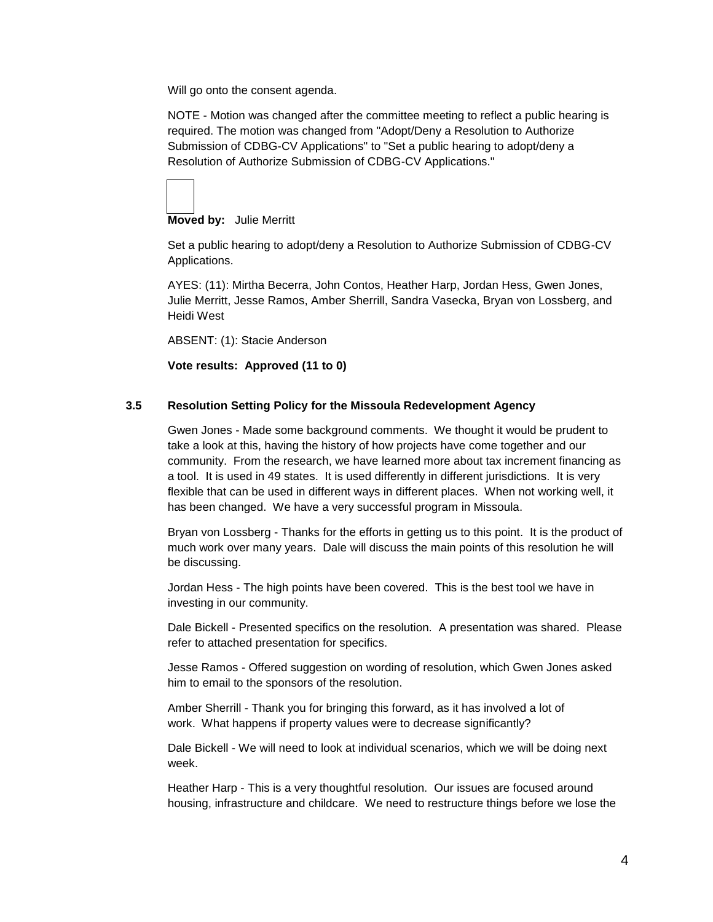Will go onto the consent agenda.

NOTE - Motion was changed after the committee meeting to reflect a public hearing is required. The motion was changed from "Adopt/Deny a Resolution to Authorize Submission of CDBG-CV Applications" to "Set a public hearing to adopt/deny a Resolution of Authorize Submission of CDBG-CV Applications."

**Moved by:** Julie Merritt

Set a public hearing to adopt/deny a Resolution to Authorize Submission of CDBG-CV Applications.

AYES: (11): Mirtha Becerra, John Contos, Heather Harp, Jordan Hess, Gwen Jones, Julie Merritt, Jesse Ramos, Amber Sherrill, Sandra Vasecka, Bryan von Lossberg, and Heidi West

ABSENT: (1): Stacie Anderson

**Vote results: Approved (11 to 0)**

### 3.5 Resolution Setting Policy for the Missoula Redevelopment Agency

Gwen Jones - Made some background comments. We thought it would be prudent to take a look at this, having the history of how projects have come together and our community. From the research, we have learned more about tax increment financing as a tool. It is used in 49 states. It is used differently in different jurisdictions. It is very flexible that can be used in different ways in different places. When not working well, it has been changed. We have a very successful program in Missoula.

Bryan von Lossberg - Thanks for the efforts in getting us to this point. It is the product of much work over many years. Dale will discuss the main points of this resolution he will be discussing.

Jordan Hess - The high points have been covered. This is the best tool we have in investing in our community.

Dale Bickell - Presented specifics on the resolution. A presentation was shared. Please refer to attached presentation for specifics.

Jesse Ramos - Offered suggestion on wording of resolution, which Gwen Jones asked him to email to the sponsors of the resolution.

Amber Sherrill - Thank you for bringing this forward, as it has involved a lot of work. What happens if property values were to decrease significantly?

Dale Bickell - We will need to look at individual scenarios, which we will be doing next week.

Heather Harp - This is a very thoughtful resolution. Our issues are focused around housing, infrastructure and childcare. We need to restructure things before we lose the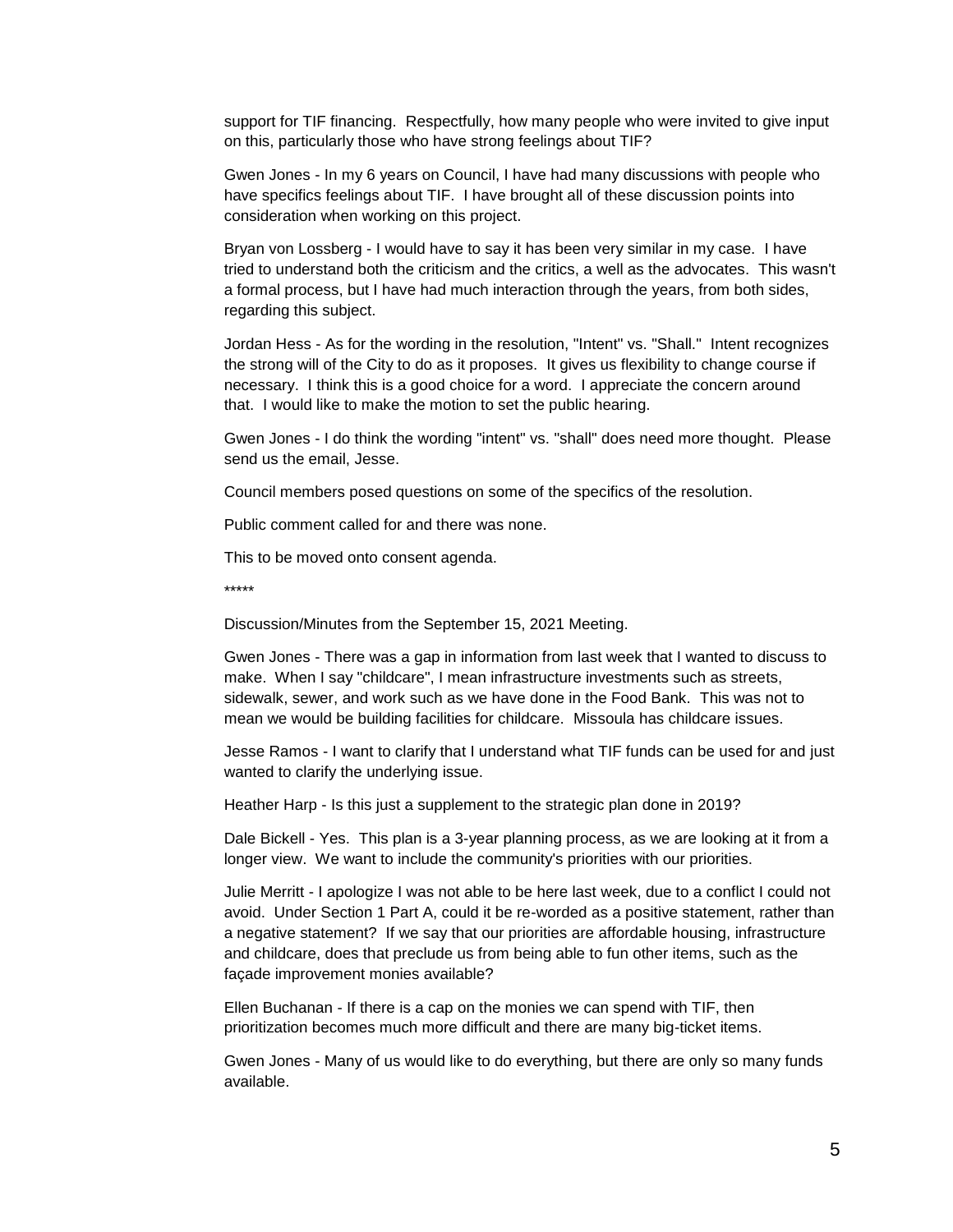support for TIF financing. Respectfully, how many people who were invited to give input on this, particularly those who have strong feelings about TIF?

Gwen Jones - In my 6 years on Council, I have had many discussions with people who have specifics feelings about TIF. I have brought all of these discussion points into consideration when working on this project.

Bryan von Lossberg - I would have to say it has been very similar in my case. I have tried to understand both the criticism and the critics, a well as the advocates. This wasn't a formal process, but I have had much interaction through the years, from both sides, regarding this subject.

Jordan Hess - As for the wording in the resolution, "Intent" vs. "Shall." Intent recognizes the strong will of the City to do as it proposes. It gives us flexibility to change course if necessary. I think this is a good choice for a word. I appreciate the concern around that. I would like to make the motion to set the public hearing.

Gwen Jones - I do think the wording "intent" vs. "shall" does need more thought. Please send us the email, Jesse.

Council members posed questions on some of the specifics of the resolution.

Public comment called for and there was none.

This to be moved onto consent agenda.

*****

Discussion/Minutes from the September 15, 2021 Meeting.

Gwen Jones - There was a gap in information from last week that I wanted to discuss to make. When I say "childcare", I mean infrastructure investments such as streets, sidewalk, sewer, and work such as we have done in the Food Bank. This was not to mean we would be building facilities for childcare. Missoula has childcare issues.

Jesse Ramos - I want to clarify that I understand what TIF funds can be used for and just wanted to clarify the underlying issue.

Heather Harp - Is this just a supplement to the strategic plan done in 2019?

Dale Bickell - Yes. This plan is a 3-year planning process, as we are looking at it from a longer view. We want to include the community's priorities with our priorities.

Julie Merritt - I apologize I was not able to be here last week, due to a conflict I could not avoid. Under Section 1 Part A, could it be re-worded as a positive statement, rather than a negative statement? If we say that our priorities are affordable housing, infrastructure and childcare, does that preclude us from being able to fun other items, such as the façade improvement monies available?

Ellen Buchanan - If there is a cap on the monies we can spend with TIF, then prioritization becomes much more difficult and there are many big-ticket items.

Gwen Jones - Many of us would like to do everything, but there are only so many funds available.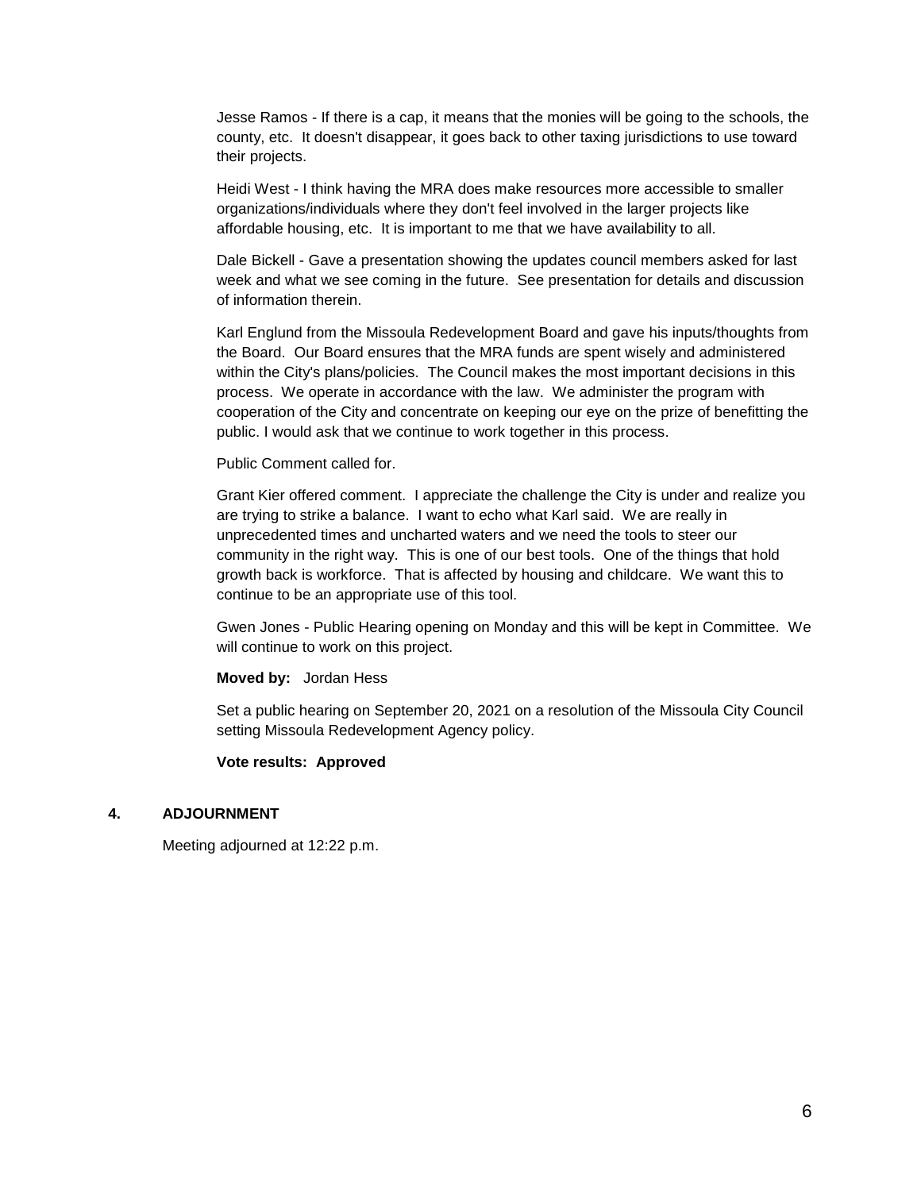Jesse Ramos - If there is a cap, it means that the monies will be going to the schools, the county, etc. It doesn't disappear, it goes back to other taxing jurisdictions to use toward their projects.

Heidi West - I think having the MRA does make resources more accessible to smaller organizations/individuals where they don't feel involved in the larger projects like affordable housing, etc. It is important to me that we have availability to all.

Dale Bickell - Gave a presentation showing the updates council members asked for last week and what we see coming in the future. See presentation for details and discussion of information therein.

Karl Englund from the Missoula Redevelopment Board and gave his inputs/thoughts from the Board. Our Board ensures that the MRA funds are spent wisely and administered within the City's plans/policies. The Council makes the most important decisions in this process. We operate in accordance with the law. We administer the program with cooperation of the City and concentrate on keeping our eye on the prize of benefitting the public. I would ask that we continue to work together in this process.

Public Comment called for.

Grant Kier offered comment. I appreciate the challenge the City is under and realize you are trying to strike a balance. I want to echo what Karl said. We are really in unprecedented times and uncharted waters and we need the tools to steer our community in the right way. This is one of our best tools. One of the things that hold growth back is workforce. That is affected by housing and childcare. We want this to continue to be an appropriate use of this tool.

Gwen Jones - Public Hearing opening on Monday and this will be kept in Committee. We will continue to work on this project.

**Moved by:** Jordan Hess

Set a public hearing on September 20, 2021 on a resolution of the Missoula City Council setting Missoula Redevelopment Agency policy.

**Vote results: Approved**

## 4. ADJOURNMENT

Meeting adjourned at 12:22 p.m.